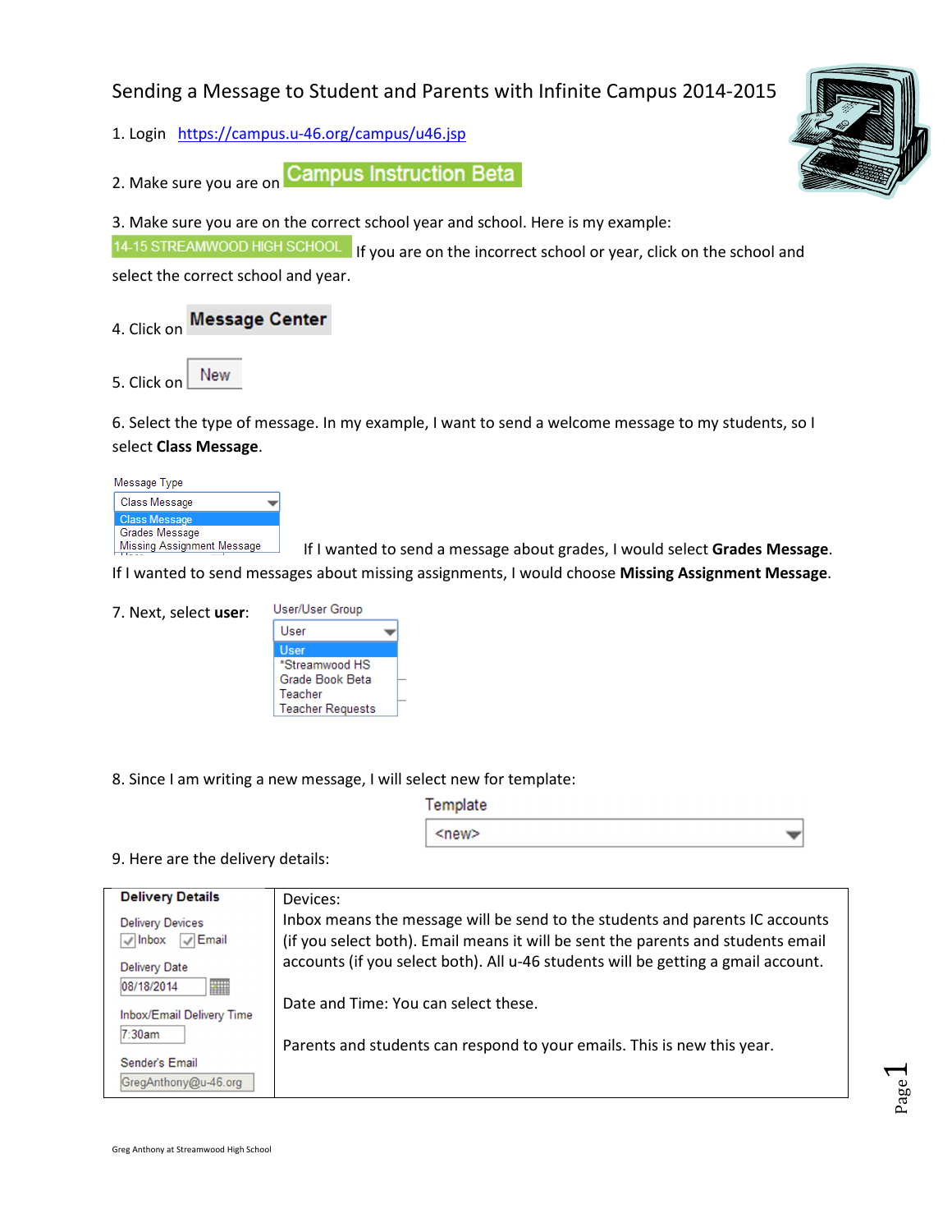# Sending a Message to Student and Parents with Infinite Campus 2014-2015

1. Login https://campus.u-46.org/campus/u46.jsp

2. Make sure you are on **Campus Instruction Beta**

3. Make sure you are on the correct school year and school. Here is my example:

14-15 STREAMWOOD HIGH SCHOOL If you are on the incorrect school or year, click on the school and select the correct school and year.

4. Click on **Message Center**

5. Click on **New**

6. Select the type of message. In my example, I want to send a welcome message to my students, so I select **Class Message**.

Message Type
- Class Message
- Class Message
- Grades Message
- Missing Assignment Message

If I wanted to send a message about grades, I would select **Grades Message**. If I wanted to send messages about missing assignments, I would choose **Missing Assignment Message**.

7. Next, select **user**:

User/User Group
- User
- User
- *Streamwood HS
- Grade Book Beta
- Teacher
- Teacher Requests

8. Since I am writing a new message, I will select new for template:

Template
<new>

9. Here are the delivery details:

| Delivery Details | |
|---|---|
| Delivery Devices<br>☑ Inbox ☑ Email<br>Delivery Date<br>08/18/2014<br>Inbox/Email Delivery Time<br>7:30am<br>Sender's Email<br>GregAnthony@u-46.org | Devices:<br>Inbox means the message will be send to the students and parents IC accounts (if you select both). Email means it will be sent the parents and students email accounts (if you select both). All u-46 students will be getting a gmail account.<br><br>Date and Time: You can select these.<br><br>Parents and students can respond to your emails. This is new this year. |

Greg Anthony at Streamwood High School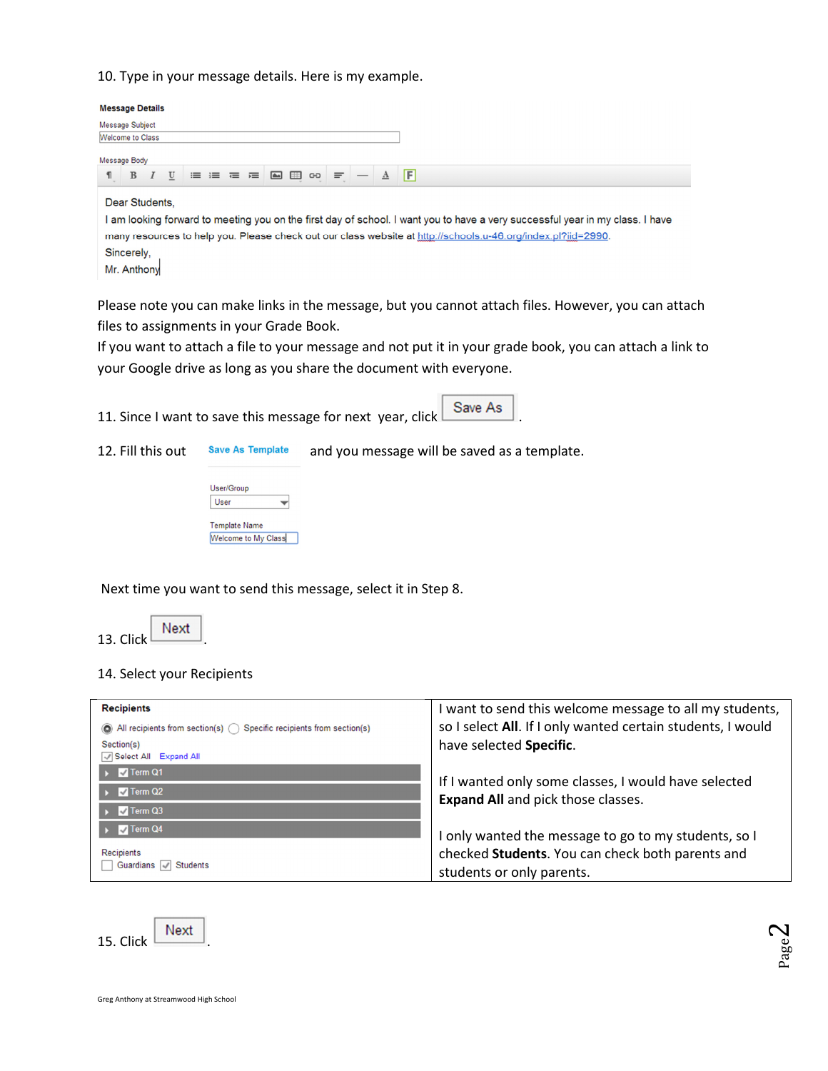10. Type in your message details. Here is my example.

**Message Details**

Message Subject
Welcome to Class

Message Body

Dear Students,
I am looking forward to meeting you on the first day of school. I want you to have a very successful year in my class. I have many resources to help you. Please check out our class website at http://schools.u-46.org/index.pl?iid=2990.
Sincerely,
Mr. Anthony

Please note you can make links in the message, but you cannot attach files. However, you can attach files to assignments in your Grade Book.
If you want to attach a file to your message and not put it in your grade book, you can attach a link to your Google drive as long as you share the document with everyone.

11. Since I want to save this message for next year, click Save As.

12. Fill this out **Save As Template** and you message will be saved as a template.

User/Group
User

Template Name
Welcome to My Class

Next time you want to send this message, select it in Step 8.

13. Click Next.

14. Select your Recipients

| **Recipients**<br>All recipients from section(s) / Specific recipients from section(s)<br>Section(s)<br>Select All Expand All<br>Term Q1<br>Term Q2<br>Term Q3<br>Term Q4<br>Recipients<br>Guardians Students | I want to send this welcome message to all my students, so I select **All**. If I only wanted certain students, I would have selected **Specific**.<br><br>If I wanted only some classes, I would have selected **Expand All** and pick those classes.<br><br>I only wanted the message to go to my students, so I checked **Students**. You can check both parents and students or only parents. |
|---|---|

15. Click Next.

Greg Anthony at Streamwood High School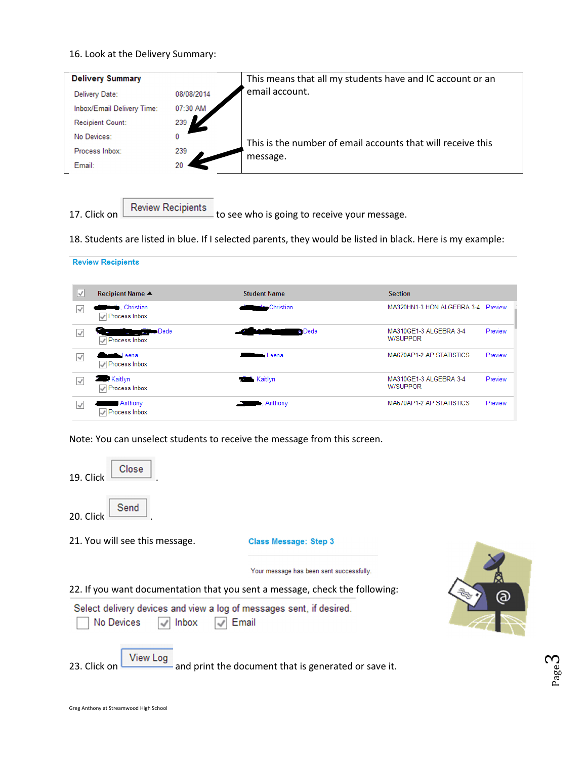16. Look at the Delivery Summary:

| Delivery Summary | | |
|---|---|---|
| Delivery Date: | 08/08/2014 | |
| Inbox/Email Delivery Time: | 07:30 AM | This means that all my students have and IC account or an email account. |
| Recipient Count: | 239 | |
| No Devices: | 0 | |
| Process Inbox: | 239 | This is the number of email accounts that will receive this message. |
| Email: | 20 | |

17. Click on Review Recipients to see who is going to receive your message.

18. Students are listed in blue. If I selected parents, they would be listed in black. Here is my example:

**Review Recipients**

| | Recipient Name ▲ | Student Name | Section | |
|---|---|---|---|---|
| ☑ | Christian ☑ Process Inbox | Christian | MA320HN1-3 HON ALGEBRA 3-4 | Preview |
| ☑ | Dede ☑ Process Inbox | Dede | MA310GE1-3 ALGEBRA 3-4 W/SUPPOR | Preview |
| ☑ | Leena ☑ Process Inbox | Leena | MA670AP1-2 AP STATISTICS | Preview |
| ☑ | Kaitlyn ☑ Process Inbox | Kaitlyn | MA310GE1-3 ALGEBRA 3-4 W/SUPPOR | Preview |
| ☑ | Anthony ☑ Process Inbox | Anthony | MA670AP1-2 AP STATISTICS | Preview |

Note: You can unselect students to receive the message from this screen.

19. Click Close.

20. Click Send.

21. You will see this message.

**Class Message: Step 3**

Your message has been sent successfully.

22. If you want documentation that you sent a message, check the following:

Select delivery devices and view a log of messages sent, if desired.
☐ No Devices ☑ Inbox ☑ Email

23. Click on View Log and print the document that is generated or save it.

Greg Anthony at Streamwood High School